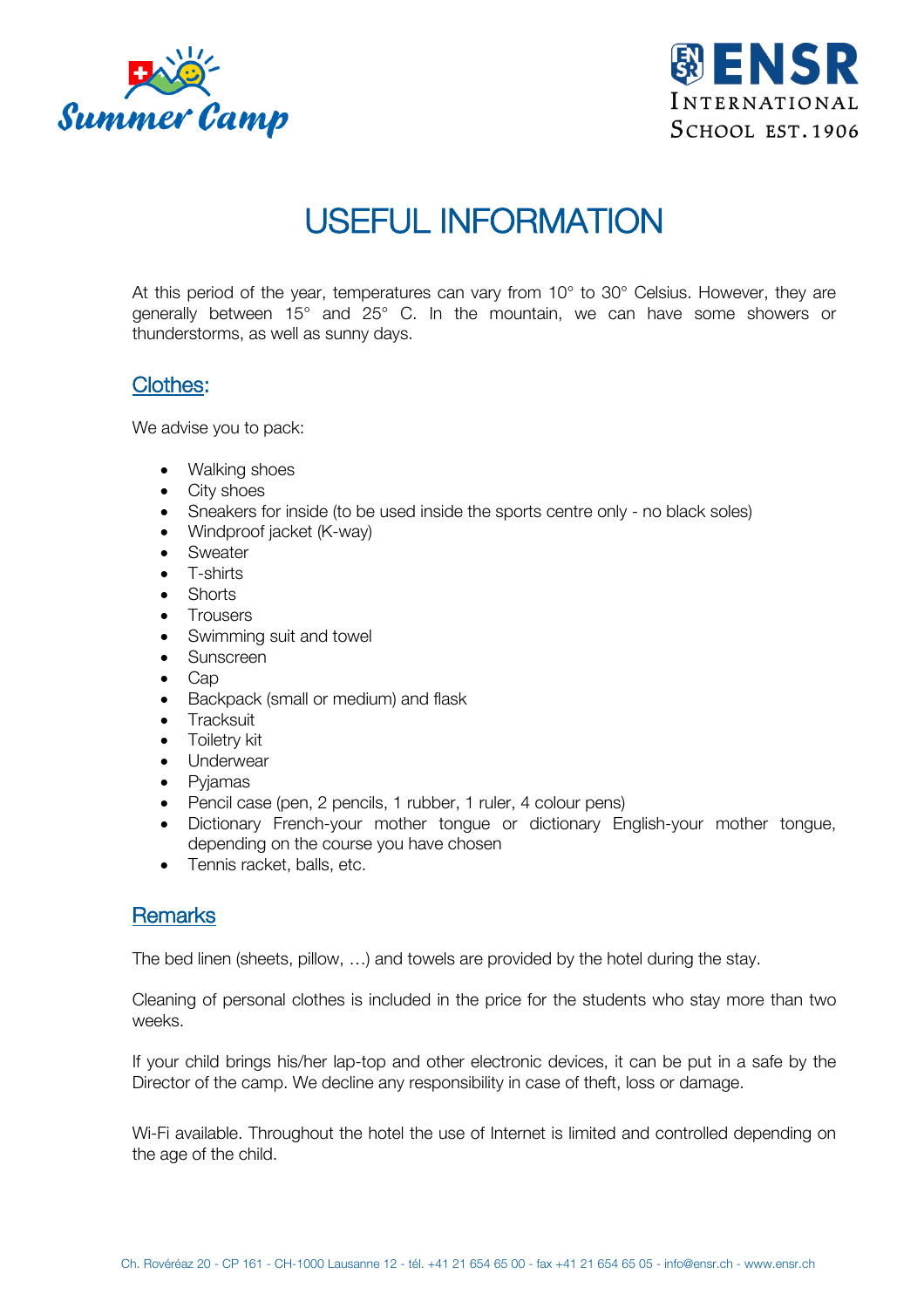# USEFUL INFORMATION

At this period of the year, temperatures can vary from 10° to 30° Celsius. However, they are generally between 15° and 25° C. In the mountain, we can have some showers or thunderstorms, as well as sunny days.

## Clothes:

We advise you to pack:

- Walking shoes
- City shoes
- Sneakers for inside (to be used inside the sports centre only - no black soles)
- Windproof jacket (K-way)
- Sweater
- T-shirts
- Shorts
- Trousers
- Swimming suit and towel
- Sunscreen
- Cap
- Backpack (small or medium) and flask
- Tracksuit
- Toiletry kit
- Underwear
- Pyjamas
- Pencil case (pen, 2 pencils, 1 rubber, 1 ruler, 4 colour pens)
- Dictionary French-your mother tongue or dictionary English-your mother tongue, depending on the course you have chosen
- Tennis racket, balls, etc.

## Remarks

The bed linen (sheets, pillow, …) and towels are provided by the hotel during the stay.

Cleaning of personal clothes is included in the price for the students who stay more than two weeks.

If your child brings his/her lap-top and other electronic devices, it can be put in a safe by the Director of the camp. We decline any responsibility in case of theft, loss or damage.

Wi-Fi available. Throughout the hotel the use of Internet is limited and controlled depending on the age of the child.

Ch. Rovéréaz 20 - CP 161 - CH-1000 Lausanne 12 - tél. +41 21 654 65 00 - fax +41 21 654 65 05 - info@ensr.ch - www.ensr.ch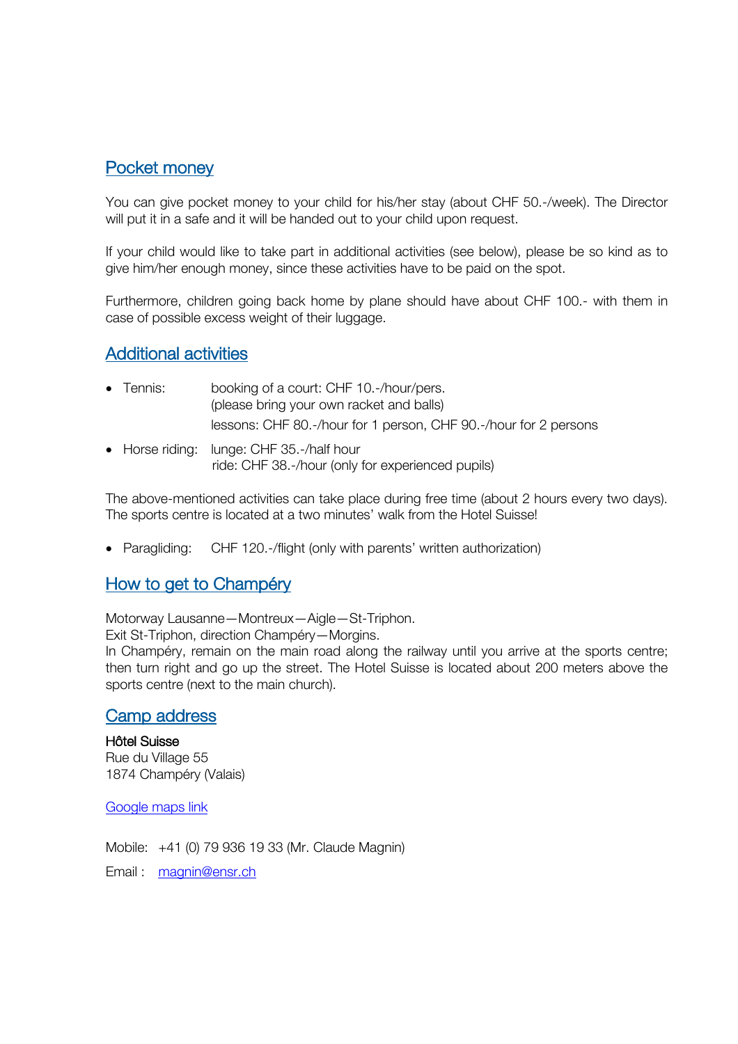## Pocket money

You can give pocket money to your child for his/her stay (about CHF 50.-/week). The Director will put it in a safe and it will be handed out to your child upon request.

If your child would like to take part in additional activities (see below), please be so kind as to give him/her enough money, since these activities have to be paid on the spot.

Furthermore, children going back home by plane should have about CHF 100.- with them in case of possible excess weight of their luggage.

## Additional activities

- Tennis: booking of a court: CHF 10.-/hour/pers.
  (please bring your own racket and balls)
  lessons: CHF 80.-/hour for 1 person, CHF 90.-/hour for 2 persons
- Horse riding: lunge: CHF 35.-/half hour
  ride: CHF 38.-/hour (only for experienced pupils)

The above-mentioned activities can take place during free time (about 2 hours every two days). The sports centre is located at a two minutes' walk from the Hotel Suisse!

- Paragliding: CHF 120.-/flight (only with parents' written authorization)

## How to get to Champéry

Motorway Lausanne—Montreux—Aigle—St-Triphon.
Exit St-Triphon, direction Champéry—Morgins.
In Champéry, remain on the main road along the railway until you arrive at the sports centre; then turn right and go up the street. The Hotel Suisse is located about 200 meters above the sports centre (next to the main church).

## Camp address

**Hôtel Suisse**
Rue du Village 55
1874 Champéry (Valais)

Google maps link

Mobile: +41 (0) 79 936 19 33 (Mr. Claude Magnin)

Email : magnin@ensr.ch